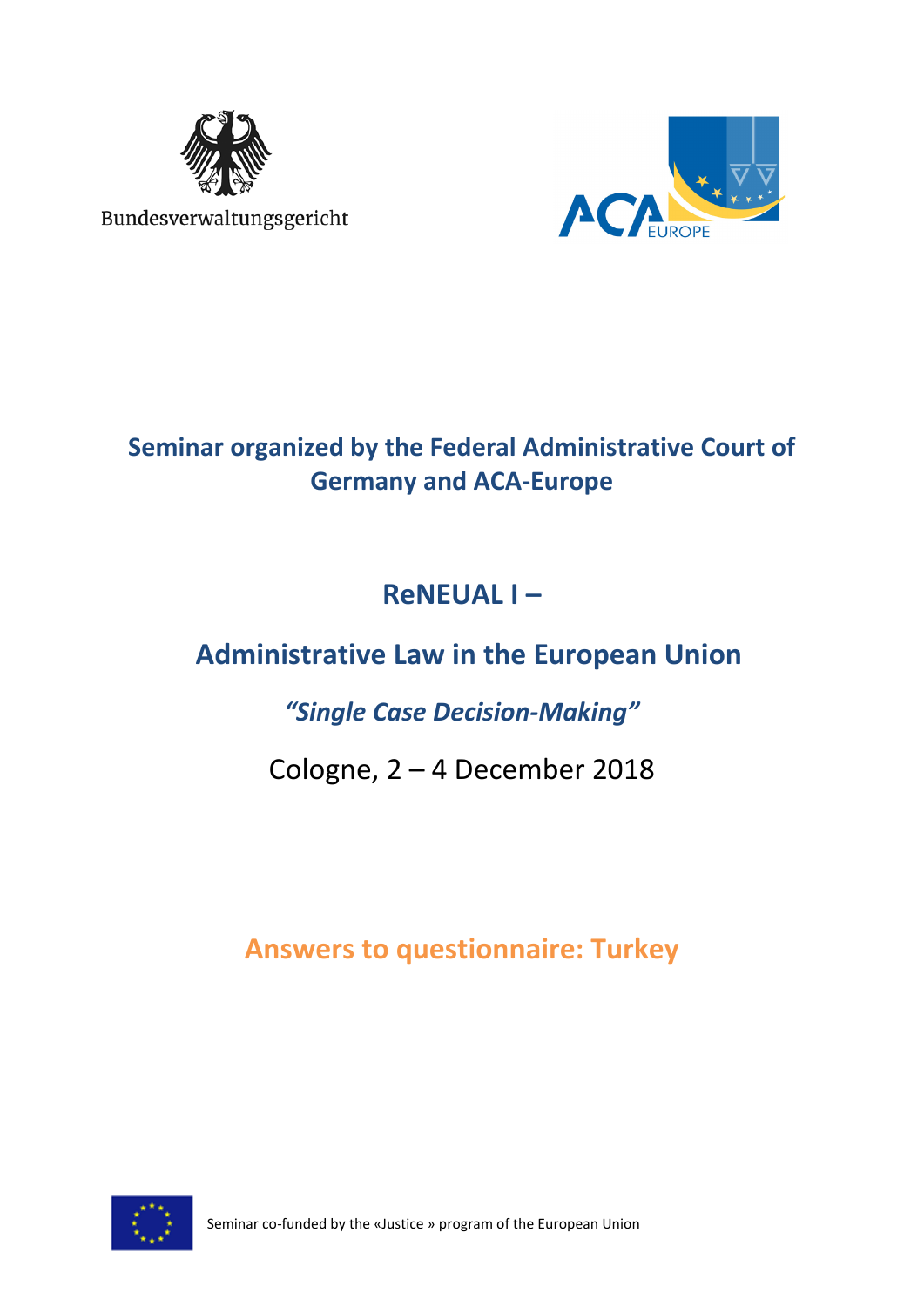Bundesverwaltungsgericht

ACA EUROPE

## Seminar organized by the Federal Administrative Court of Germany and ACA-Europe

# ReNEUAL I –

# Administrative Law in the European Union

## *"Single Case Decision-Making"*

Cologne, 2 – 4 December 2018

## Answers to questionnaire: Turkey

Seminar co-funded by the «Justice » program of the European Union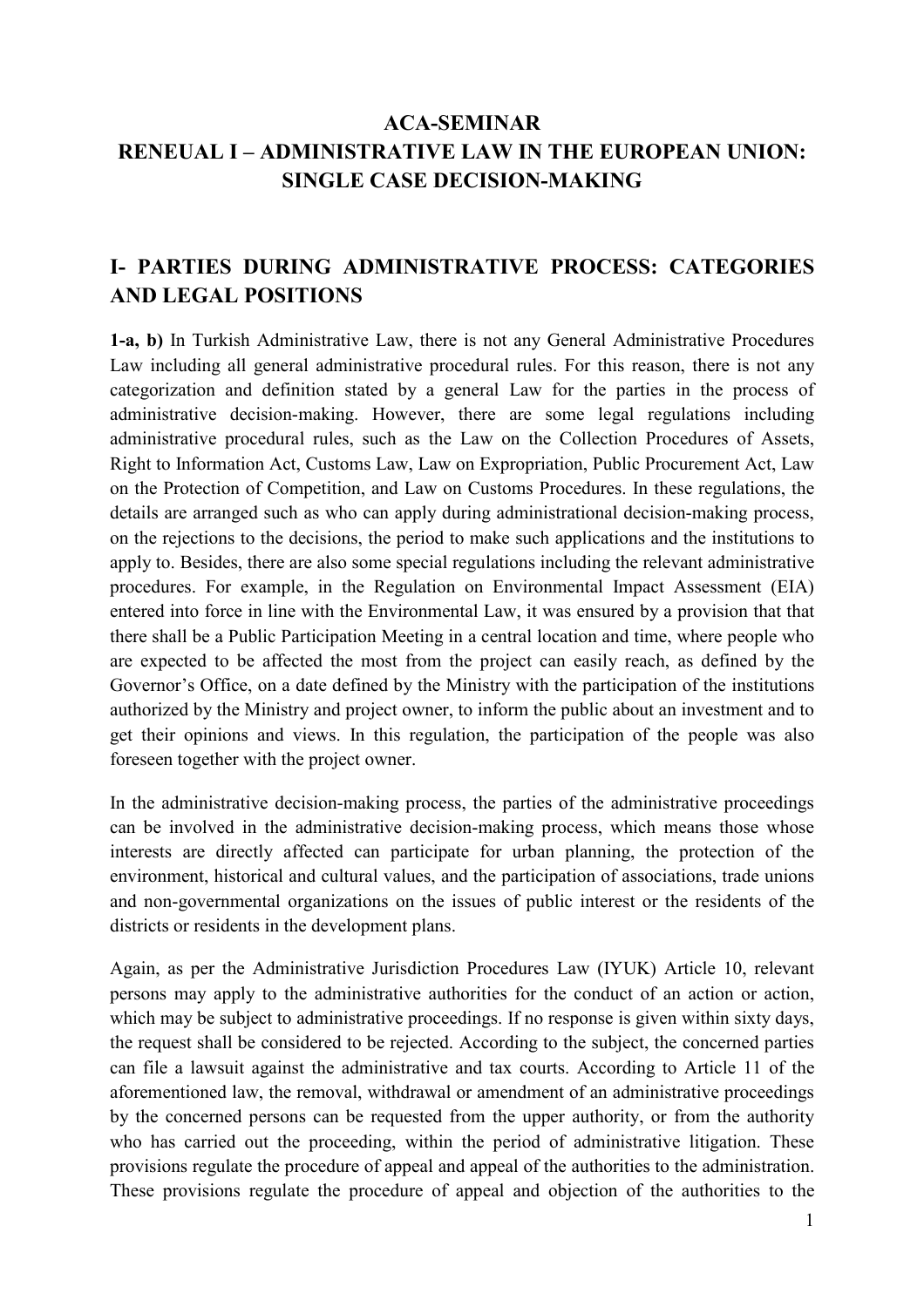**ACA-SEMINAR**
**RENEUAL I – ADMINISTRATIVE LAW IN THE EUROPEAN UNION: SINGLE CASE DECISION-MAKING**

## I- PARTIES DURING ADMINISTRATIVE PROCESS: CATEGORIES AND LEGAL POSITIONS

**1-a, b)** In Turkish Administrative Law, there is not any General Administrative Procedures Law including all general administrative procedural rules. For this reason, there is not any categorization and definition stated by a general Law for the parties in the process of administrative decision-making. However, there are some legal regulations including administrative procedural rules, such as the Law on the Collection Procedures of Assets, Right to Information Act, Customs Law, Law on Expropriation, Public Procurement Act, Law on the Protection of Competition, and Law on Customs Procedures. In these regulations, the details are arranged such as who can apply during administrational decision-making process, on the rejections to the decisions, the period to make such applications and the institutions to apply to. Besides, there are also some special regulations including the relevant administrative procedures. For example, in the Regulation on Environmental Impact Assessment (EIA) entered into force in line with the Environmental Law, it was ensured by a provision that that there shall be a Public Participation Meeting in a central location and time, where people who are expected to be affected the most from the project can easily reach, as defined by the Governor's Office, on a date defined by the Ministry with the participation of the institutions authorized by the Ministry and project owner, to inform the public about an investment and to get their opinions and views. In this regulation, the participation of the people was also foreseen together with the project owner.

In the administrative decision-making process, the parties of the administrative proceedings can be involved in the administrative decision-making process, which means those whose interests are directly affected can participate for urban planning, the protection of the environment, historical and cultural values, and the participation of associations, trade unions and non-governmental organizations on the issues of public interest or the residents of the districts or residents in the development plans.

Again, as per the Administrative Jurisdiction Procedures Law (IYUK) Article 10, relevant persons may apply to the administrative authorities for the conduct of an action or action, which may be subject to administrative proceedings. If no response is given within sixty days, the request shall be considered to be rejected. According to the subject, the concerned parties can file a lawsuit against the administrative and tax courts. According to Article 11 of the aforementioned law, the removal, withdrawal or amendment of an administrative proceedings by the concerned persons can be requested from the upper authority, or from the authority who has carried out the proceeding, within the period of administrative litigation. These provisions regulate the procedure of appeal and appeal of the authorities to the administration. These provisions regulate the procedure of appeal and objection of the authorities to the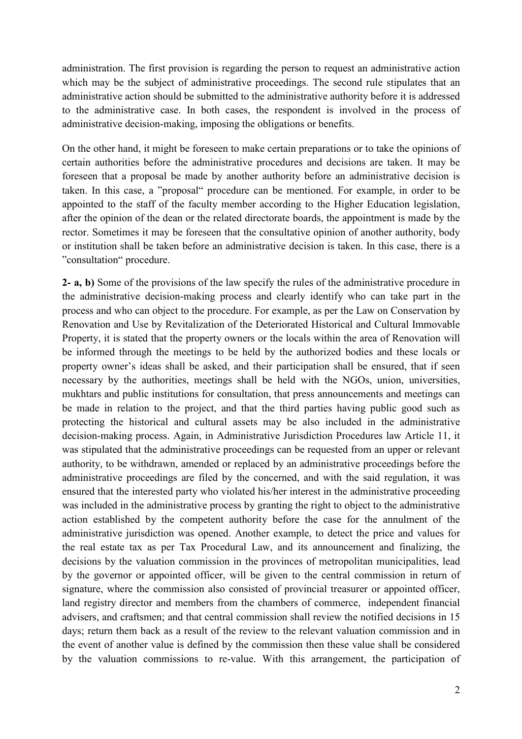administration. The first provision is regarding the person to request an administrative action which may be the subject of administrative proceedings. The second rule stipulates that an administrative action should be submitted to the administrative authority before it is addressed to the administrative case. In both cases, the respondent is involved in the process of administrative decision-making, imposing the obligations or benefits.

On the other hand, it might be foreseen to make certain preparations or to take the opinions of certain authorities before the administrative procedures and decisions are taken. It may be foreseen that a proposal be made by another authority before an administrative decision is taken. In this case, a "proposal" procedure can be mentioned. For example, in order to be appointed to the staff of the faculty member according to the Higher Education legislation, after the opinion of the dean or the related directorate boards, the appointment is made by the rector. Sometimes it may be foreseen that the consultative opinion of another authority, body or institution shall be taken before an administrative decision is taken. In this case, there is a "consultation" procedure.

**2- a, b)** Some of the provisions of the law specify the rules of the administrative procedure in the administrative decision-making process and clearly identify who can take part in the process and who can object to the procedure. For example, as per the Law on Conservation by Renovation and Use by Revitalization of the Deteriorated Historical and Cultural Immovable Property, it is stated that the property owners or the locals within the area of Renovation will be informed through the meetings to be held by the authorized bodies and these locals or property owner's ideas shall be asked, and their participation shall be ensured, that if seen necessary by the authorities, meetings shall be held with the NGOs, union, universities, mukhtars and public institutions for consultation, that press announcements and meetings can be made in relation to the project, and that the third parties having public good such as protecting the historical and cultural assets may be also included in the administrative decision-making process. Again, in Administrative Jurisdiction Procedures law Article 11, it was stipulated that the administrative proceedings can be requested from an upper or relevant authority, to be withdrawn, amended or replaced by an administrative proceedings before the administrative proceedings are filed by the concerned, and with the said regulation, it was ensured that the interested party who violated his/her interest in the administrative proceeding was included in the administrative process by granting the right to object to the administrative action established by the competent authority before the case for the annulment of the administrative jurisdiction was opened. Another example, to detect the price and values for the real estate tax as per Tax Procedural Law, and its announcement and finalizing, the decisions by the valuation commission in the provinces of metropolitan municipalities, lead by the governor or appointed officer, will be given to the central commission in return of signature, where the commission also consisted of provincial treasurer or appointed officer, land registry director and members from the chambers of commerce, independent financial advisers, and craftsmen; and that central commission shall review the notified decisions in 15 days; return them back as a result of the review to the relevant valuation commission and in the event of another value is defined by the commission then these value shall be considered by the valuation commissions to re-value. With this arrangement, the participation of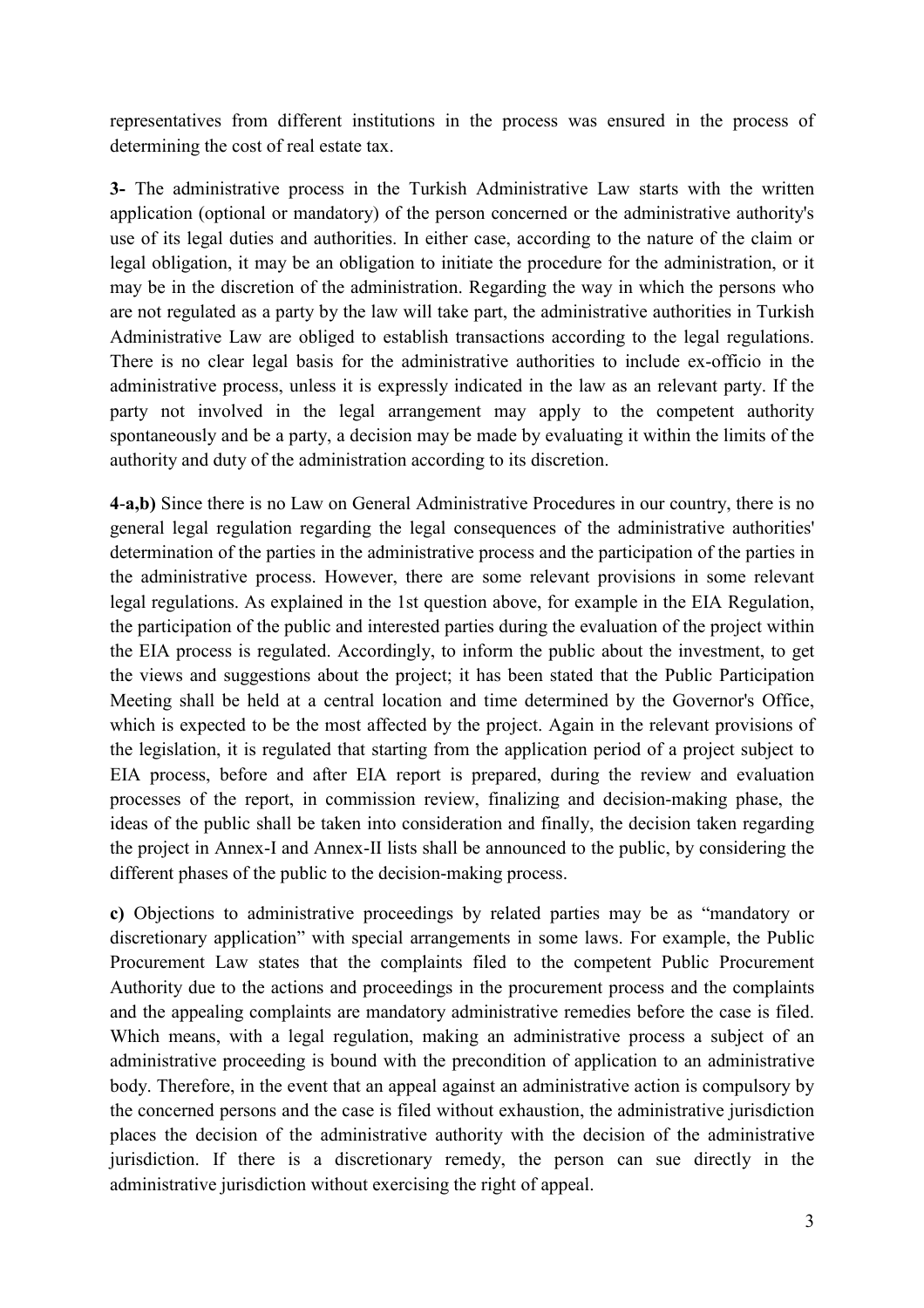representatives from different institutions in the process was ensured in the process of determining the cost of real estate tax.

**3-** The administrative process in the Turkish Administrative Law starts with the written application (optional or mandatory) of the person concerned or the administrative authority's use of its legal duties and authorities. In either case, according to the nature of the claim or legal obligation, it may be an obligation to initiate the procedure for the administration, or it may be in the discretion of the administration. Regarding the way in which the persons who are not regulated as a party by the law will take part, the administrative authorities in Turkish Administrative Law are obliged to establish transactions according to the legal regulations. There is no clear legal basis for the administrative authorities to include ex-officio in the administrative process, unless it is expressly indicated in the law as an relevant party. If the party not involved in the legal arrangement may apply to the competent authority spontaneously and be a party, a decision may be made by evaluating it within the limits of the authority and duty of the administration according to its discretion.

**4-a,b)** Since there is no Law on General Administrative Procedures in our country, there is no general legal regulation regarding the legal consequences of the administrative authorities' determination of the parties in the administrative process and the participation of the parties in the administrative process. However, there are some relevant provisions in some relevant legal regulations. As explained in the 1st question above, for example in the EIA Regulation, the participation of the public and interested parties during the evaluation of the project within the EIA process is regulated. Accordingly, to inform the public about the investment, to get the views and suggestions about the project; it has been stated that the Public Participation Meeting shall be held at a central location and time determined by the Governor's Office, which is expected to be the most affected by the project. Again in the relevant provisions of the legislation, it is regulated that starting from the application period of a project subject to EIA process, before and after EIA report is prepared, during the review and evaluation processes of the report, in commission review, finalizing and decision-making phase, the ideas of the public shall be taken into consideration and finally, the decision taken regarding the project in Annex-I and Annex-II lists shall be announced to the public, by considering the different phases of the public to the decision-making process.

**c)** Objections to administrative proceedings by related parties may be as "mandatory or discretionary application" with special arrangements in some laws. For example, the Public Procurement Law states that the complaints filed to the competent Public Procurement Authority due to the actions and proceedings in the procurement process and the complaints and the appealing complaints are mandatory administrative remedies before the case is filed. Which means, with a legal regulation, making an administrative process a subject of an administrative proceeding is bound with the precondition of application to an administrative body. Therefore, in the event that an appeal against an administrative action is compulsory by the concerned persons and the case is filed without exhaustion, the administrative jurisdiction places the decision of the administrative authority with the decision of the administrative jurisdiction. If there is a discretionary remedy, the person can sue directly in the administrative jurisdiction without exercising the right of appeal.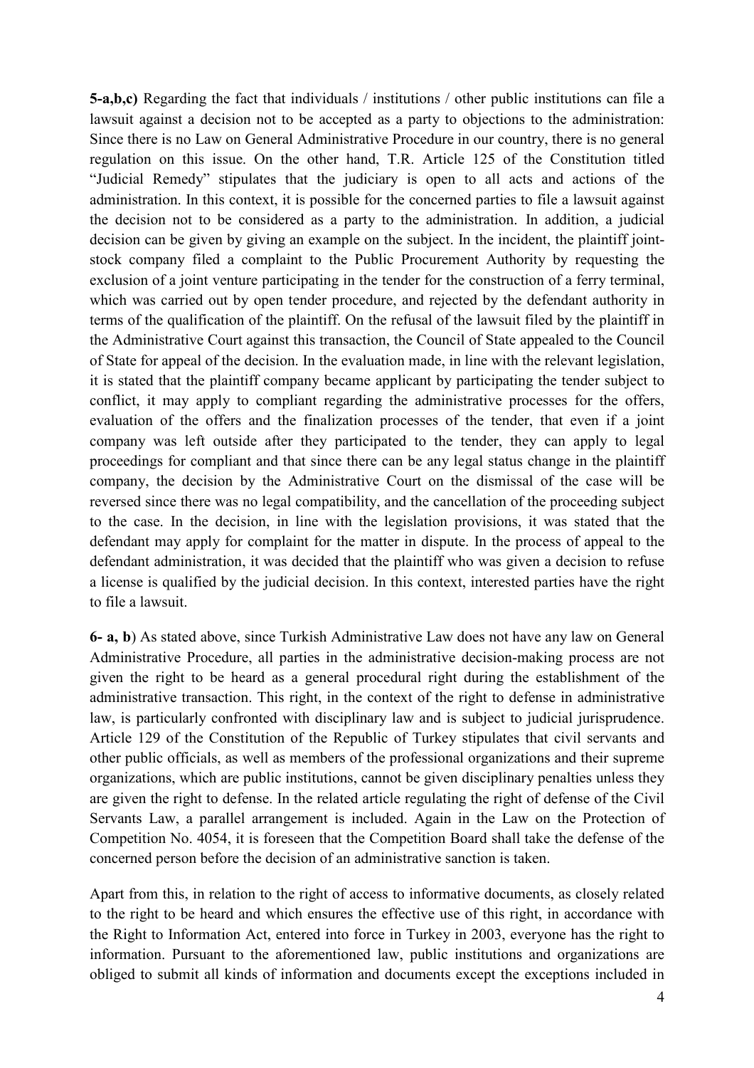**5-a,b,c)** Regarding the fact that individuals / institutions / other public institutions can file a lawsuit against a decision not to be accepted as a party to objections to the administration: Since there is no Law on General Administrative Procedure in our country, there is no general regulation on this issue. On the other hand, T.R. Article 125 of the Constitution titled "Judicial Remedy" stipulates that the judiciary is open to all acts and actions of the administration. In this context, it is possible for the concerned parties to file a lawsuit against the decision not to be considered as a party to the administration. In addition, a judicial decision can be given by giving an example on the subject. In the incident, the plaintiff joint-stock company filed a complaint to the Public Procurement Authority by requesting the exclusion of a joint venture participating in the tender for the construction of a ferry terminal, which was carried out by open tender procedure, and rejected by the defendant authority in terms of the qualification of the plaintiff. On the refusal of the lawsuit filed by the plaintiff in the Administrative Court against this transaction, the Council of State appealed to the Council of State for appeal of the decision. In the evaluation made, in line with the relevant legislation, it is stated that the plaintiff company became applicant by participating the tender subject to conflict, it may apply to compliant regarding the administrative processes for the offers, evaluation of the offers and the finalization processes of the tender, that even if a joint company was left outside after they participated to the tender, they can apply to legal proceedings for compliant and that since there can be any legal status change in the plaintiff company, the decision by the Administrative Court on the dismissal of the case will be reversed since there was no legal compatibility, and the cancellation of the proceeding subject to the case. In the decision, in line with the legislation provisions, it was stated that the defendant may apply for complaint for the matter in dispute. In the process of appeal to the defendant administration, it was decided that the plaintiff who was given a decision to refuse a license is qualified by the judicial decision. In this context, interested parties have the right to file a lawsuit.

**6- a, b**) As stated above, since Turkish Administrative Law does not have any law on General Administrative Procedure, all parties in the administrative decision-making process are not given the right to be heard as a general procedural right during the establishment of the administrative transaction. This right, in the context of the right to defense in administrative law, is particularly confronted with disciplinary law and is subject to judicial jurisprudence. Article 129 of the Constitution of the Republic of Turkey stipulates that civil servants and other public officials, as well as members of the professional organizations and their supreme organizations, which are public institutions, cannot be given disciplinary penalties unless they are given the right to defense. In the related article regulating the right of defense of the Civil Servants Law, a parallel arrangement is included. Again in the Law on the Protection of Competition No. 4054, it is foreseen that the Competition Board shall take the defense of the concerned person before the decision of an administrative sanction is taken.

Apart from this, in relation to the right of access to informative documents, as closely related to the right to be heard and which ensures the effective use of this right, in accordance with the Right to Information Act, entered into force in Turkey in 2003, everyone has the right to information. Pursuant to the aforementioned law, public institutions and organizations are obliged to submit all kinds of information and documents except the exceptions included in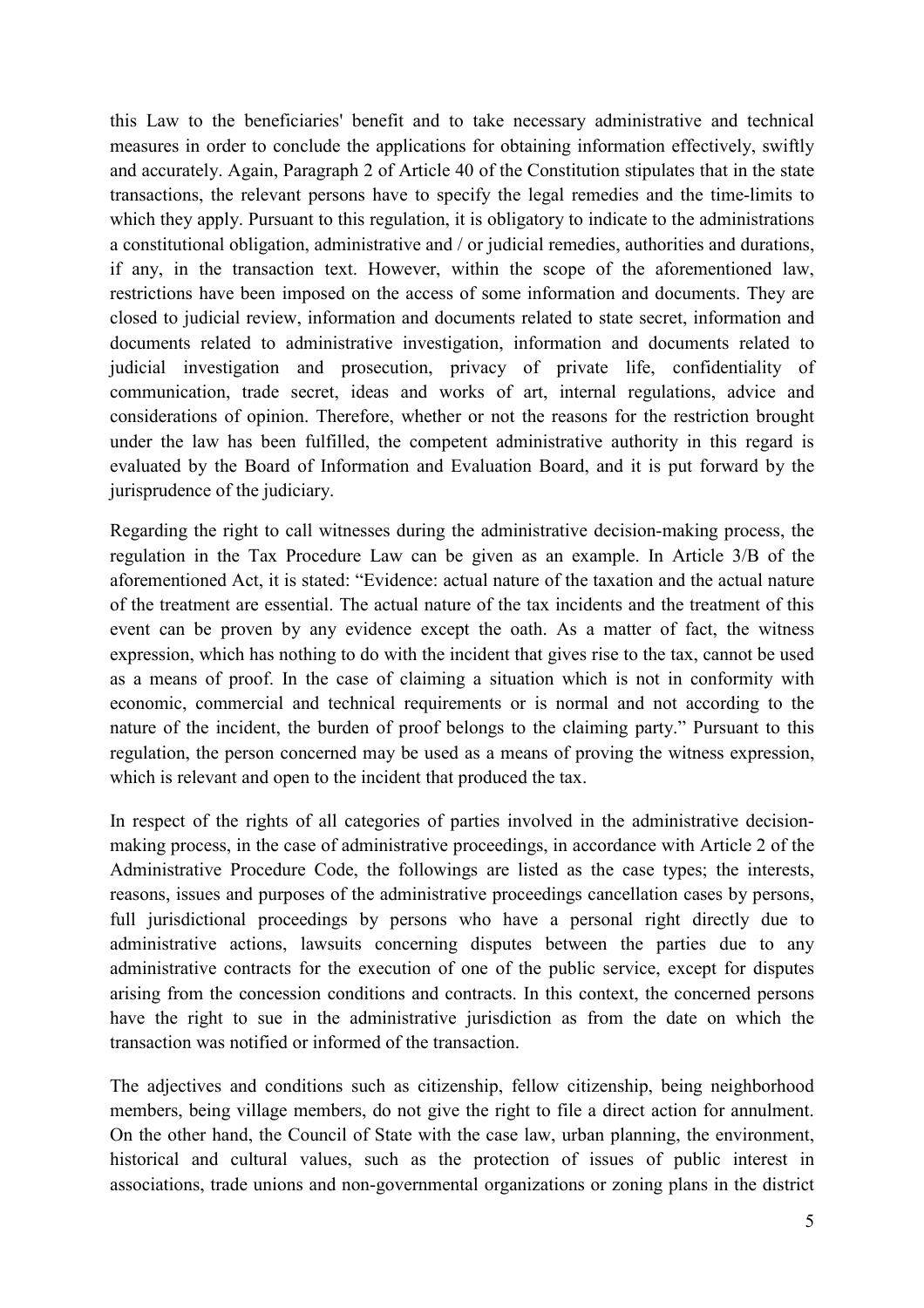this Law to the beneficiaries' benefit and to take necessary administrative and technical measures in order to conclude the applications for obtaining information effectively, swiftly and accurately. Again, Paragraph 2 of Article 40 of the Constitution stipulates that in the state transactions, the relevant persons have to specify the legal remedies and the time-limits to which they apply. Pursuant to this regulation, it is obligatory to indicate to the administrations a constitutional obligation, administrative and / or judicial remedies, authorities and durations, if any, in the transaction text. However, within the scope of the aforementioned law, restrictions have been imposed on the access of some information and documents. They are closed to judicial review, information and documents related to state secret, information and documents related to administrative investigation, information and documents related to judicial investigation and prosecution, privacy of private life, confidentiality of communication, trade secret, ideas and works of art, internal regulations, advice and considerations of opinion. Therefore, whether or not the reasons for the restriction brought under the law has been fulfilled, the competent administrative authority in this regard is evaluated by the Board of Information and Evaluation Board, and it is put forward by the jurisprudence of the judiciary.

Regarding the right to call witnesses during the administrative decision-making process, the regulation in the Tax Procedure Law can be given as an example. In Article 3/B of the aforementioned Act, it is stated: "Evidence: actual nature of the taxation and the actual nature of the treatment are essential. The actual nature of the tax incidents and the treatment of this event can be proven by any evidence except the oath. As a matter of fact, the witness expression, which has nothing to do with the incident that gives rise to the tax, cannot be used as a means of proof. In the case of claiming a situation which is not in conformity with economic, commercial and technical requirements or is normal and not according to the nature of the incident, the burden of proof belongs to the claiming party." Pursuant to this regulation, the person concerned may be used as a means of proving the witness expression, which is relevant and open to the incident that produced the tax.

In respect of the rights of all categories of parties involved in the administrative decision-making process, in the case of administrative proceedings, in accordance with Article 2 of the Administrative Procedure Code, the followings are listed as the case types; the interests, reasons, issues and purposes of the administrative proceedings cancellation cases by persons, full jurisdictional proceedings by persons who have a personal right directly due to administrative actions, lawsuits concerning disputes between the parties due to any administrative contracts for the execution of one of the public service, except for disputes arising from the concession conditions and contracts. In this context, the concerned persons have the right to sue in the administrative jurisdiction as from the date on which the transaction was notified or informed of the transaction.

The adjectives and conditions such as citizenship, fellow citizenship, being neighborhood members, being village members, do not give the right to file a direct action for annulment. On the other hand, the Council of State with the case law, urban planning, the environment, historical and cultural values, such as the protection of issues of public interest in associations, trade unions and non-governmental organizations or zoning plans in the district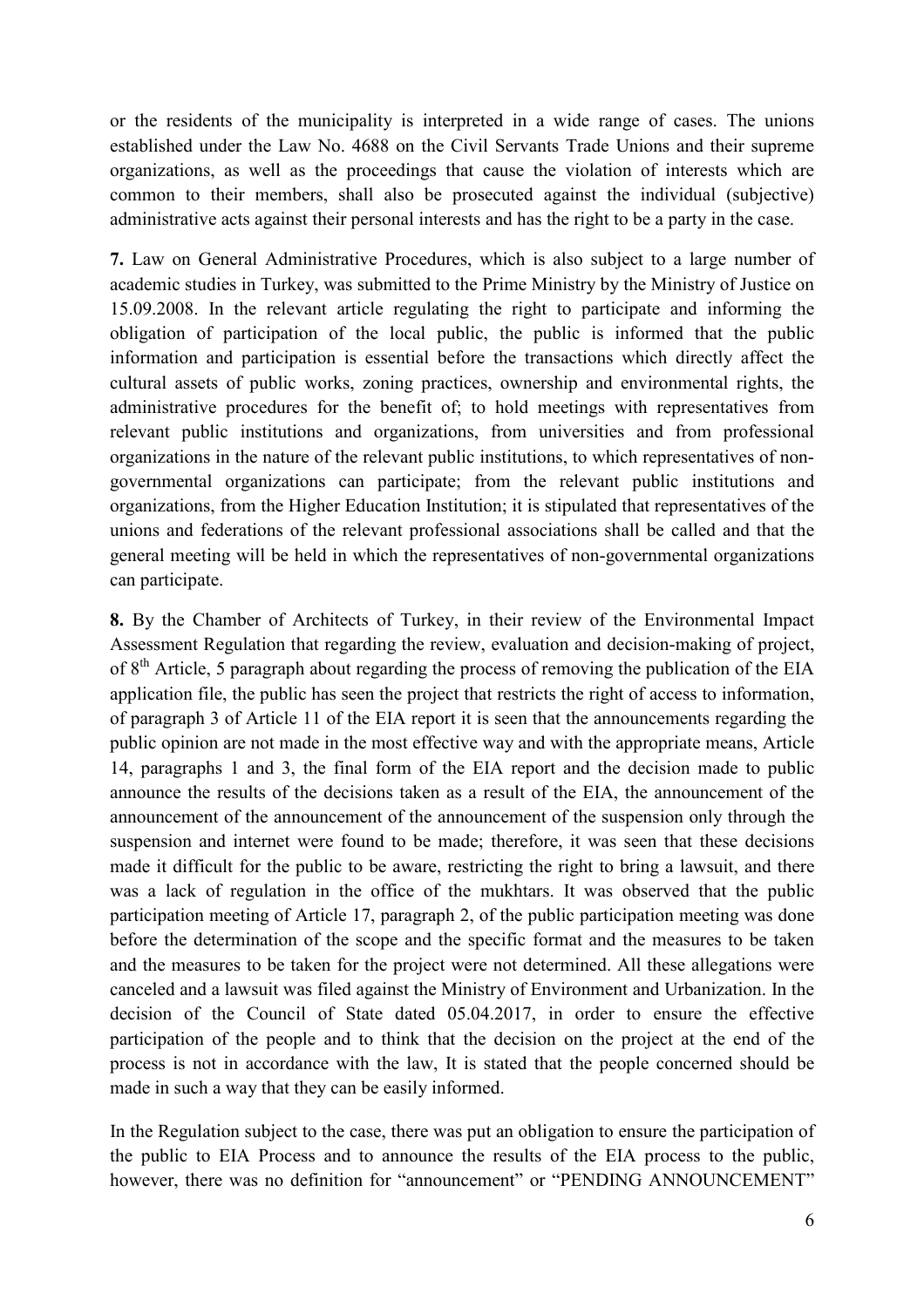or the residents of the municipality is interpreted in a wide range of cases. The unions established under the Law No. 4688 on the Civil Servants Trade Unions and their supreme organizations, as well as the proceedings that cause the violation of interests which are common to their members, shall also be prosecuted against the individual (subjective) administrative acts against their personal interests and has the right to be a party in the case.

**7.** Law on General Administrative Procedures, which is also subject to a large number of academic studies in Turkey, was submitted to the Prime Ministry by the Ministry of Justice on 15.09.2008. In the relevant article regulating the right to participate and informing the obligation of participation of the local public, the public is informed that the public information and participation is essential before the transactions which directly affect the cultural assets of public works, zoning practices, ownership and environmental rights, the administrative procedures for the benefit of; to hold meetings with representatives from relevant public institutions and organizations, from universities and from professional organizations in the nature of the relevant public institutions, to which representatives of non-governmental organizations can participate; from the relevant public institutions and organizations, from the Higher Education Institution; it is stipulated that representatives of the unions and federations of the relevant professional associations shall be called and that the general meeting will be held in which the representatives of non-governmental organizations can participate.

**8.** By the Chamber of Architects of Turkey, in their review of the Environmental Impact Assessment Regulation that regarding the review, evaluation and decision-making of project, of 8th Article, 5 paragraph about regarding the process of removing the publication of the EIA application file, the public has seen the project that restricts the right of access to information, of paragraph 3 of Article 11 of the EIA report it is seen that the announcements regarding the public opinion are not made in the most effective way and with the appropriate means, Article 14, paragraphs 1 and 3, the final form of the EIA report and the decision made to public announce the results of the decisions taken as a result of the EIA, the announcement of the announcement of the announcement of the announcement of the suspension only through the suspension and internet were found to be made; therefore, it was seen that these decisions made it difficult for the public to be aware, restricting the right to bring a lawsuit, and there was a lack of regulation in the office of the mukhtars. It was observed that the public participation meeting of Article 17, paragraph 2, of the public participation meeting was done before the determination of the scope and the specific format and the measures to be taken and the measures to be taken for the project were not determined. All these allegations were canceled and a lawsuit was filed against the Ministry of Environment and Urbanization. In the decision of the Council of State dated 05.04.2017, in order to ensure the effective participation of the people and to think that the decision on the project at the end of the process is not in accordance with the law, It is stated that the people concerned should be made in such a way that they can be easily informed.

In the Regulation subject to the case, there was put an obligation to ensure the participation of the public to EIA Process and to announce the results of the EIA process to the public, however, there was no definition for "announcement" or "PENDING ANNOUNCEMENT"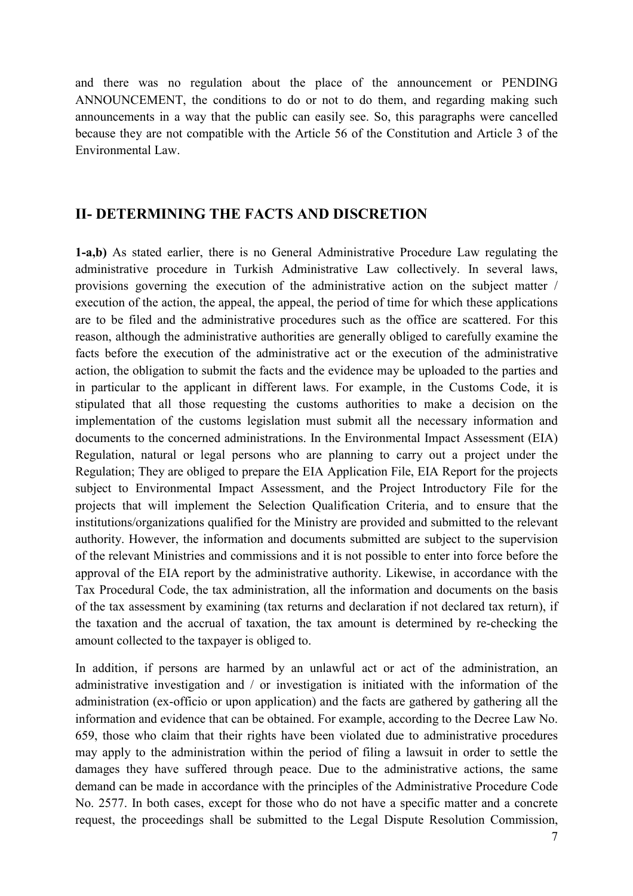and there was no regulation about the place of the announcement or PENDING ANNOUNCEMENT, the conditions to do or not to do them, and regarding making such announcements in a way that the public can easily see. So, this paragraphs were cancelled because they are not compatible with the Article 56 of the Constitution and Article 3 of the Environmental Law.

## II- DETERMINING THE FACTS AND DISCRETION

**1-a,b)** As stated earlier, there is no General Administrative Procedure Law regulating the administrative procedure in Turkish Administrative Law collectively. In several laws, provisions governing the execution of the administrative action on the subject matter / execution of the action, the appeal, the appeal, the period of time for which these applications are to be filed and the administrative procedures such as the office are scattered. For this reason, although the administrative authorities are generally obliged to carefully examine the facts before the execution of the administrative act or the execution of the administrative action, the obligation to submit the facts and the evidence may be uploaded to the parties and in particular to the applicant in different laws. For example, in the Customs Code, it is stipulated that all those requesting the customs authorities to make a decision on the implementation of the customs legislation must submit all the necessary information and documents to the concerned administrations. In the Environmental Impact Assessment (EIA) Regulation, natural or legal persons who are planning to carry out a project under the Regulation; They are obliged to prepare the EIA Application File, EIA Report for the projects subject to Environmental Impact Assessment, and the Project Introductory File for the projects that will implement the Selection Qualification Criteria, and to ensure that the institutions/organizations qualified for the Ministry are provided and submitted to the relevant authority. However, the information and documents submitted are subject to the supervision of the relevant Ministries and commissions and it is not possible to enter into force before the approval of the EIA report by the administrative authority. Likewise, in accordance with the Tax Procedural Code, the tax administration, all the information and documents on the basis of the tax assessment by examining (tax returns and declaration if not declared tax return), if the taxation and the accrual of taxation, the tax amount is determined by re-checking the amount collected to the taxpayer is obliged to.

In addition, if persons are harmed by an unlawful act or act of the administration, an administrative investigation and / or investigation is initiated with the information of the administration (ex-officio or upon application) and the facts are gathered by gathering all the information and evidence that can be obtained. For example, according to the Decree Law No. 659, those who claim that their rights have been violated due to administrative procedures may apply to the administration within the period of filing a lawsuit in order to settle the damages they have suffered through peace. Due to the administrative actions, the same demand can be made in accordance with the principles of the Administrative Procedure Code No. 2577. In both cases, except for those who do not have a specific matter and a concrete request, the proceedings shall be submitted to the Legal Dispute Resolution Commission,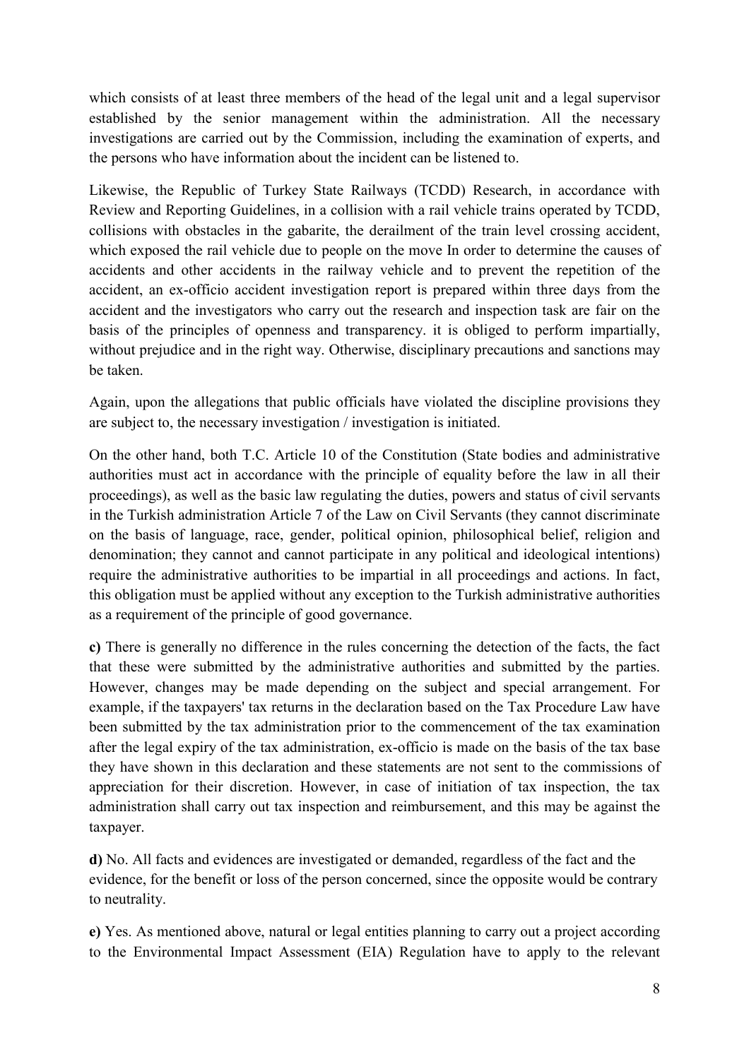which consists of at least three members of the head of the legal unit and a legal supervisor established by the senior management within the administration. All the necessary investigations are carried out by the Commission, including the examination of experts, and the persons who have information about the incident can be listened to.

Likewise, the Republic of Turkey State Railways (TCDD) Research, in accordance with Review and Reporting Guidelines, in a collision with a rail vehicle trains operated by TCDD, collisions with obstacles in the gabarite, the derailment of the train level crossing accident, which exposed the rail vehicle due to people on the move In order to determine the causes of accidents and other accidents in the railway vehicle and to prevent the repetition of the accident, an ex-officio accident investigation report is prepared within three days from the accident and the investigators who carry out the research and inspection task are fair on the basis of the principles of openness and transparency. it is obliged to perform impartially, without prejudice and in the right way. Otherwise, disciplinary precautions and sanctions may be taken.

Again, upon the allegations that public officials have violated the discipline provisions they are subject to, the necessary investigation / investigation is initiated.

On the other hand, both T.C. Article 10 of the Constitution (State bodies and administrative authorities must act in accordance with the principle of equality before the law in all their proceedings), as well as the basic law regulating the duties, powers and status of civil servants in the Turkish administration Article 7 of the Law on Civil Servants (they cannot discriminate on the basis of language, race, gender, political opinion, philosophical belief, religion and denomination; they cannot and cannot participate in any political and ideological intentions) require the administrative authorities to be impartial in all proceedings and actions. In fact, this obligation must be applied without any exception to the Turkish administrative authorities as a requirement of the principle of good governance.

**c)** There is generally no difference in the rules concerning the detection of the facts, the fact that these were submitted by the administrative authorities and submitted by the parties. However, changes may be made depending on the subject and special arrangement. For example, if the taxpayers' tax returns in the declaration based on the Tax Procedure Law have been submitted by the tax administration prior to the commencement of the tax examination after the legal expiry of the tax administration, ex-officio is made on the basis of the tax base they have shown in this declaration and these statements are not sent to the commissions of appreciation for their discretion. However, in case of initiation of tax inspection, the tax administration shall carry out tax inspection and reimbursement, and this may be against the taxpayer.

**d)** No. All facts and evidences are investigated or demanded, regardless of the fact and the evidence, for the benefit or loss of the person concerned, since the opposite would be contrary to neutrality.

**e)** Yes. As mentioned above, natural or legal entities planning to carry out a project according to the Environmental Impact Assessment (EIA) Regulation have to apply to the relevant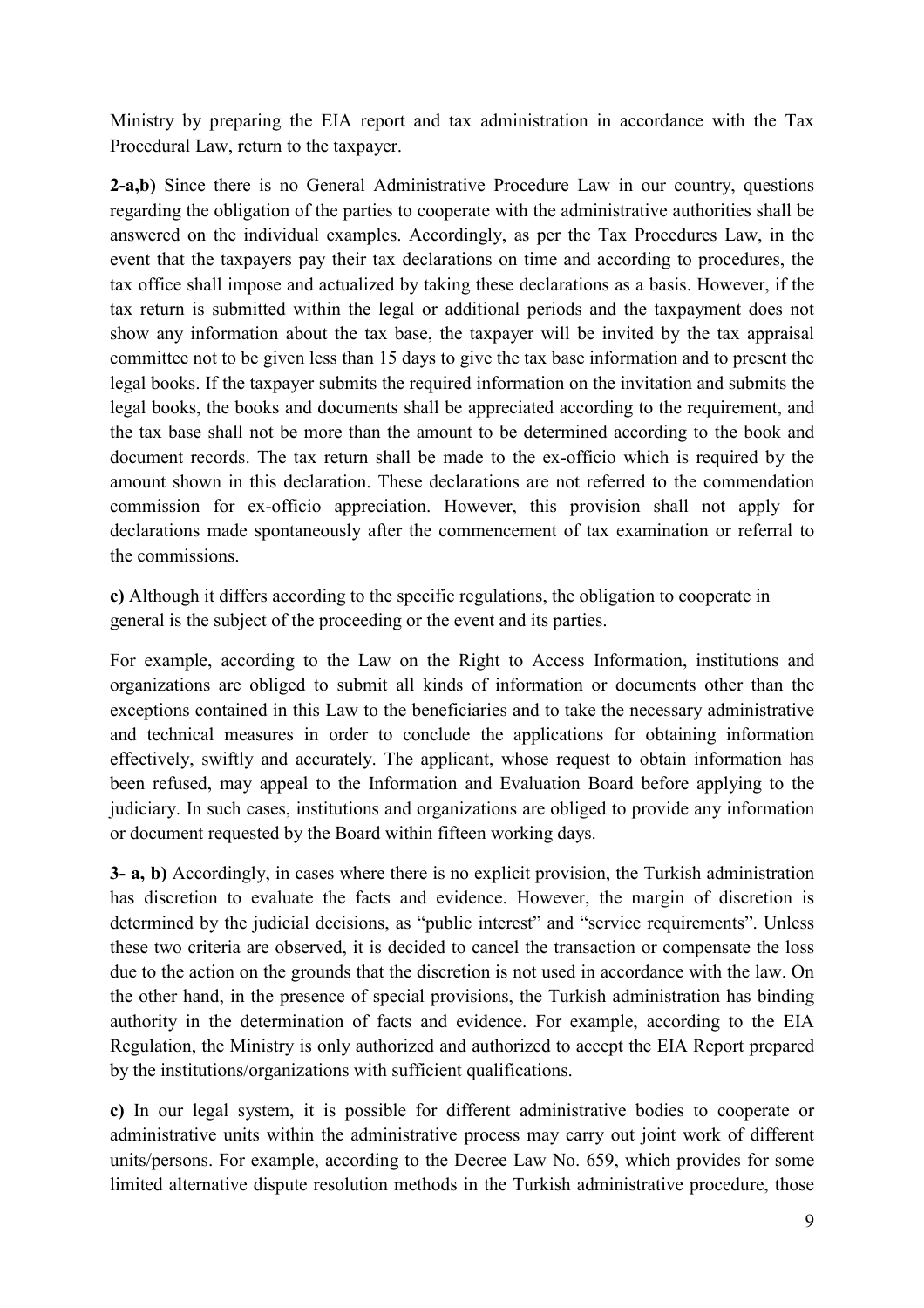Ministry by preparing the EIA report and tax administration in accordance with the Tax Procedural Law, return to the taxpayer.

**2-a,b)** Since there is no General Administrative Procedure Law in our country, questions regarding the obligation of the parties to cooperate with the administrative authorities shall be answered on the individual examples. Accordingly, as per the Tax Procedures Law, in the event that the taxpayers pay their tax declarations on time and according to procedures, the tax office shall impose and actualized by taking these declarations as a basis. However, if the tax return is submitted within the legal or additional periods and the taxpayment does not show any information about the tax base, the taxpayer will be invited by the tax appraisal committee not to be given less than 15 days to give the tax base information and to present the legal books. If the taxpayer submits the required information on the invitation and submits the legal books, the books and documents shall be appreciated according to the requirement, and the tax base shall not be more than the amount to be determined according to the book and document records. The tax return shall be made to the ex-officio which is required by the amount shown in this declaration. These declarations are not referred to the commendation commission for ex-officio appreciation. However, this provision shall not apply for declarations made spontaneously after the commencement of tax examination or referral to the commissions.

**c)** Although it differs according to the specific regulations, the obligation to cooperate in general is the subject of the proceeding or the event and its parties.

For example, according to the Law on the Right to Access Information, institutions and organizations are obliged to submit all kinds of information or documents other than the exceptions contained in this Law to the beneficiaries and to take the necessary administrative and technical measures in order to conclude the applications for obtaining information effectively, swiftly and accurately. The applicant, whose request to obtain information has been refused, may appeal to the Information and Evaluation Board before applying to the judiciary. In such cases, institutions and organizations are obliged to provide any information or document requested by the Board within fifteen working days.

**3- a, b)** Accordingly, in cases where there is no explicit provision, the Turkish administration has discretion to evaluate the facts and evidence. However, the margin of discretion is determined by the judicial decisions, as "public interest" and "service requirements". Unless these two criteria are observed, it is decided to cancel the transaction or compensate the loss due to the action on the grounds that the discretion is not used in accordance with the law. On the other hand, in the presence of special provisions, the Turkish administration has binding authority in the determination of facts and evidence. For example, according to the EIA Regulation, the Ministry is only authorized and authorized to accept the EIA Report prepared by the institutions/organizations with sufficient qualifications.

**c)** In our legal system, it is possible for different administrative bodies to cooperate or administrative units within the administrative process may carry out joint work of different units/persons. For example, according to the Decree Law No. 659, which provides for some limited alternative dispute resolution methods in the Turkish administrative procedure, those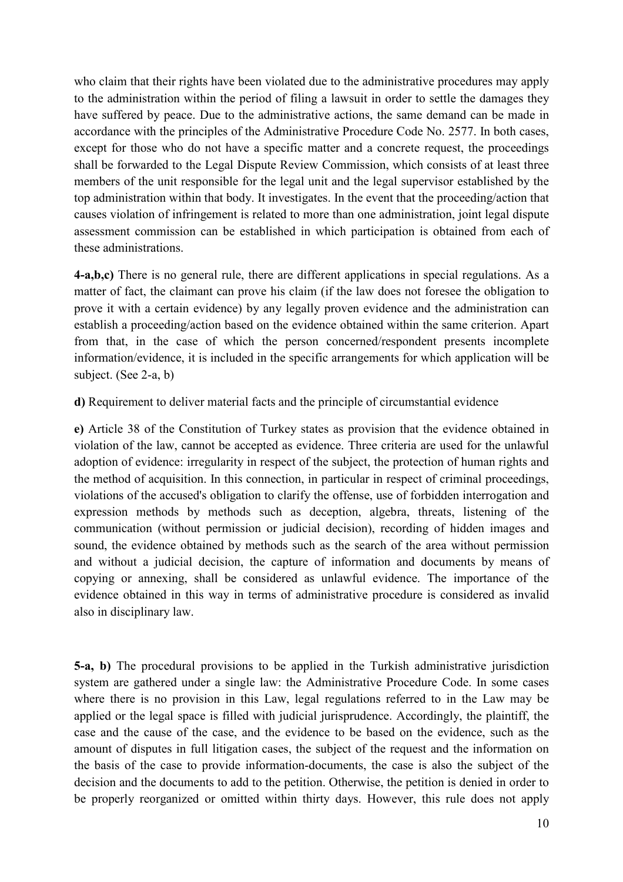who claim that their rights have been violated due to the administrative procedures may apply to the administration within the period of filing a lawsuit in order to settle the damages they have suffered by peace. Due to the administrative actions, the same demand can be made in accordance with the principles of the Administrative Procedure Code No. 2577. In both cases, except for those who do not have a specific matter and a concrete request, the proceedings shall be forwarded to the Legal Dispute Review Commission, which consists of at least three members of the unit responsible for the legal unit and the legal supervisor established by the top administration within that body. It investigates. In the event that the proceeding/action that causes violation of infringement is related to more than one administration, joint legal dispute assessment commission can be established in which participation is obtained from each of these administrations.

**4-a,b,c)** There is no general rule, there are different applications in special regulations. As a matter of fact, the claimant can prove his claim (if the law does not foresee the obligation to prove it with a certain evidence) by any legally proven evidence and the administration can establish a proceeding/action based on the evidence obtained within the same criterion. Apart from that, in the case of which the person concerned/respondent presents incomplete information/evidence, it is included in the specific arrangements for which application will be subject. (See 2-a, b)

**d)** Requirement to deliver material facts and the principle of circumstantial evidence

**e)** Article 38 of the Constitution of Turkey states as provision that the evidence obtained in violation of the law, cannot be accepted as evidence. Three criteria are used for the unlawful adoption of evidence: irregularity in respect of the subject, the protection of human rights and the method of acquisition. In this connection, in particular in respect of criminal proceedings, violations of the accused's obligation to clarify the offense, use of forbidden interrogation and expression methods by methods such as deception, algebra, threats, listening of the communication (without permission or judicial decision), recording of hidden images and sound, the evidence obtained by methods such as the search of the area without permission and without a judicial decision, the capture of information and documents by means of copying or annexing, shall be considered as unlawful evidence. The importance of the evidence obtained in this way in terms of administrative procedure is considered as invalid also in disciplinary law.

**5-a, b)** The procedural provisions to be applied in the Turkish administrative jurisdiction system are gathered under a single law: the Administrative Procedure Code. In some cases where there is no provision in this Law, legal regulations referred to in the Law may be applied or the legal space is filled with judicial jurisprudence. Accordingly, the plaintiff, the case and the cause of the case, and the evidence to be based on the evidence, such as the amount of disputes in full litigation cases, the subject of the request and the information on the basis of the case to provide information-documents, the case is also the subject of the decision and the documents to add to the petition. Otherwise, the petition is denied in order to be properly reorganized or omitted within thirty days. However, this rule does not apply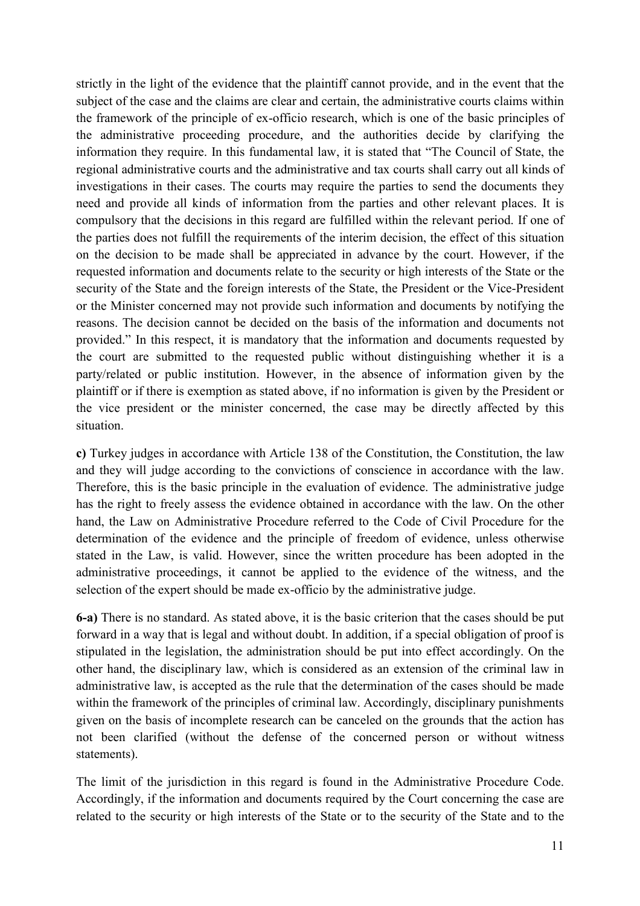strictly in the light of the evidence that the plaintiff cannot provide, and in the event that the subject of the case and the claims are clear and certain, the administrative courts claims within the framework of the principle of ex-officio research, which is one of the basic principles of the administrative proceeding procedure, and the authorities decide by clarifying the information they require. In this fundamental law, it is stated that "The Council of State, the regional administrative courts and the administrative and tax courts shall carry out all kinds of investigations in their cases. The courts may require the parties to send the documents they need and provide all kinds of information from the parties and other relevant places. It is compulsory that the decisions in this regard are fulfilled within the relevant period. If one of the parties does not fulfill the requirements of the interim decision, the effect of this situation on the decision to be made shall be appreciated in advance by the court. However, if the requested information and documents relate to the security or high interests of the State or the security of the State and the foreign interests of the State, the President or the Vice-President or the Minister concerned may not provide such information and documents by notifying the reasons. The decision cannot be decided on the basis of the information and documents not provided." In this respect, it is mandatory that the information and documents requested by the court are submitted to the requested public without distinguishing whether it is a party/related or public institution. However, in the absence of information given by the plaintiff or if there is exemption as stated above, if no information is given by the President or the vice president or the minister concerned, the case may be directly affected by this situation.

**c)** Turkey judges in accordance with Article 138 of the Constitution, the Constitution, the law and they will judge according to the convictions of conscience in accordance with the law. Therefore, this is the basic principle in the evaluation of evidence. The administrative judge has the right to freely assess the evidence obtained in accordance with the law. On the other hand, the Law on Administrative Procedure referred to the Code of Civil Procedure for the determination of the evidence and the principle of freedom of evidence, unless otherwise stated in the Law, is valid. However, since the written procedure has been adopted in the administrative proceedings, it cannot be applied to the evidence of the witness, and the selection of the expert should be made ex-officio by the administrative judge.

**6-a)** There is no standard. As stated above, it is the basic criterion that the cases should be put forward in a way that is legal and without doubt. In addition, if a special obligation of proof is stipulated in the legislation, the administration should be put into effect accordingly. On the other hand, the disciplinary law, which is considered as an extension of the criminal law in administrative law, is accepted as the rule that the determination of the cases should be made within the framework of the principles of criminal law. Accordingly, disciplinary punishments given on the basis of incomplete research can be canceled on the grounds that the action has not been clarified (without the defense of the concerned person or without witness statements).

The limit of the jurisdiction in this regard is found in the Administrative Procedure Code. Accordingly, if the information and documents required by the Court concerning the case are related to the security or high interests of the State or to the security of the State and to the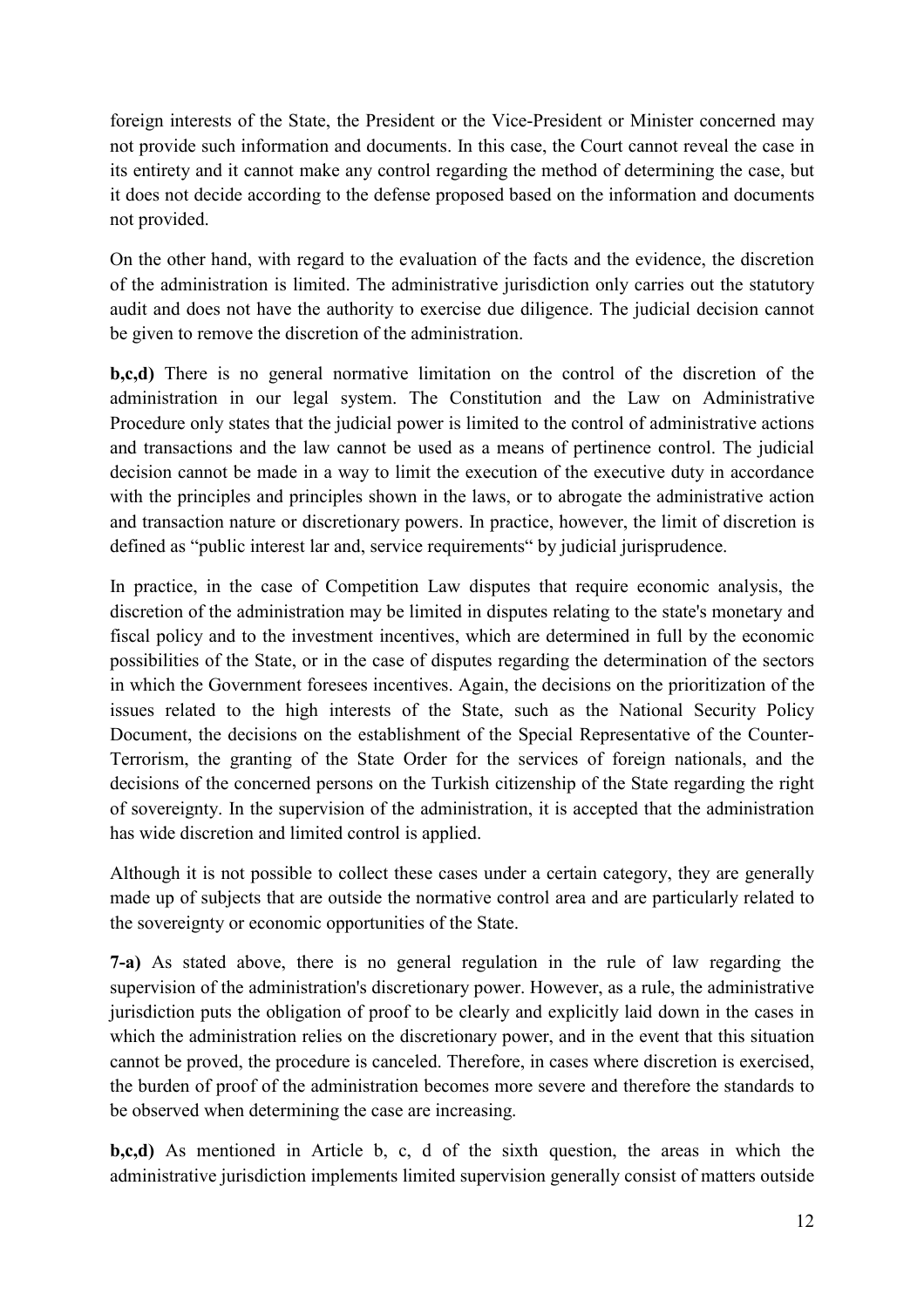foreign interests of the State, the President or the Vice-President or Minister concerned may not provide such information and documents. In this case, the Court cannot reveal the case in its entirety and it cannot make any control regarding the method of determining the case, but it does not decide according to the defense proposed based on the information and documents not provided.

On the other hand, with regard to the evaluation of the facts and the evidence, the discretion of the administration is limited. The administrative jurisdiction only carries out the statutory audit and does not have the authority to exercise due diligence. The judicial decision cannot be given to remove the discretion of the administration.

**b,c,d)** There is no general normative limitation on the control of the discretion of the administration in our legal system. The Constitution and the Law on Administrative Procedure only states that the judicial power is limited to the control of administrative actions and transactions and the law cannot be used as a means of pertinence control. The judicial decision cannot be made in a way to limit the execution of the executive duty in accordance with the principles and principles shown in the laws, or to abrogate the administrative action and transaction nature or discretionary powers. In practice, however, the limit of discretion is defined as "public interest lar and, service requirements" by judicial jurisprudence.

In practice, in the case of Competition Law disputes that require economic analysis, the discretion of the administration may be limited in disputes relating to the state's monetary and fiscal policy and to the investment incentives, which are determined in full by the economic possibilities of the State, or in the case of disputes regarding the determination of the sectors in which the Government foresees incentives. Again, the decisions on the prioritization of the issues related to the high interests of the State, such as the National Security Policy Document, the decisions on the establishment of the Special Representative of the Counter-Terrorism, the granting of the State Order for the services of foreign nationals, and the decisions of the concerned persons on the Turkish citizenship of the State regarding the right of sovereignty. In the supervision of the administration, it is accepted that the administration has wide discretion and limited control is applied.

Although it is not possible to collect these cases under a certain category, they are generally made up of subjects that are outside the normative control area and are particularly related to the sovereignty or economic opportunities of the State.

**7-a)** As stated above, there is no general regulation in the rule of law regarding the supervision of the administration's discretionary power. However, as a rule, the administrative jurisdiction puts the obligation of proof to be clearly and explicitly laid down in the cases in which the administration relies on the discretionary power, and in the event that this situation cannot be proved, the procedure is canceled. Therefore, in cases where discretion is exercised, the burden of proof of the administration becomes more severe and therefore the standards to be observed when determining the case are increasing.

**b,c,d)** As mentioned in Article b, c, d of the sixth question, the areas in which the administrative jurisdiction implements limited supervision generally consist of matters outside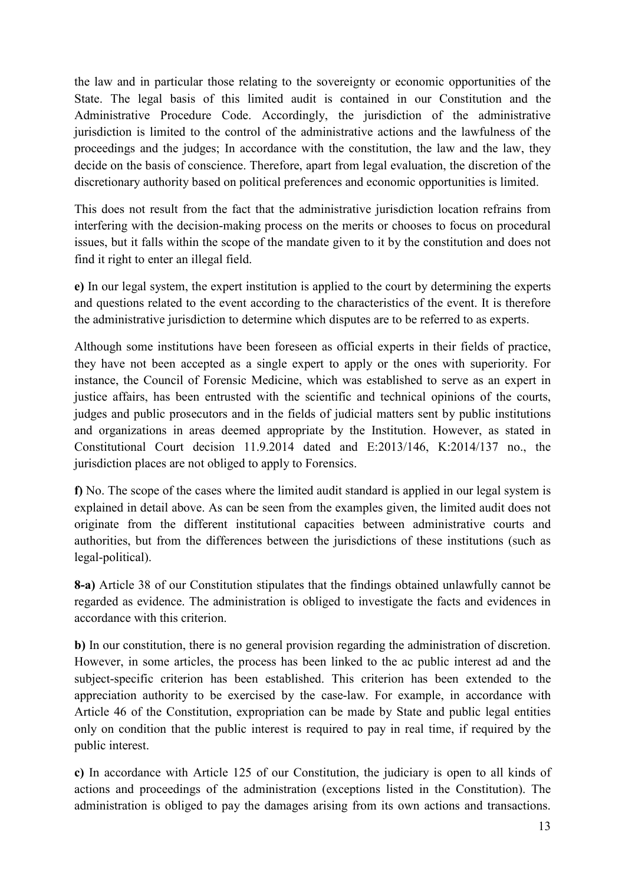the law and in particular those relating to the sovereignty or economic opportunities of the State. The legal basis of this limited audit is contained in our Constitution and the Administrative Procedure Code. Accordingly, the jurisdiction of the administrative jurisdiction is limited to the control of the administrative actions and the lawfulness of the proceedings and the judges; In accordance with the constitution, the law and the law, they decide on the basis of conscience. Therefore, apart from legal evaluation, the discretion of the discretionary authority based on political preferences and economic opportunities is limited.

This does not result from the fact that the administrative jurisdiction location refrains from interfering with the decision-making process on the merits or chooses to focus on procedural issues, but it falls within the scope of the mandate given to it by the constitution and does not find it right to enter an illegal field.

**e)** In our legal system, the expert institution is applied to the court by determining the experts and questions related to the event according to the characteristics of the event. It is therefore the administrative jurisdiction to determine which disputes are to be referred to as experts.

Although some institutions have been foreseen as official experts in their fields of practice, they have not been accepted as a single expert to apply or the ones with superiority. For instance, the Council of Forensic Medicine, which was established to serve as an expert in justice affairs, has been entrusted with the scientific and technical opinions of the courts, judges and public prosecutors and in the fields of judicial matters sent by public institutions and organizations in areas deemed appropriate by the Institution. However, as stated in Constitutional Court decision 11.9.2014 dated and E:2013/146, K:2014/137 no., the jurisdiction places are not obliged to apply to Forensics.

**f)** No. The scope of the cases where the limited audit standard is applied in our legal system is explained in detail above. As can be seen from the examples given, the limited audit does not originate from the different institutional capacities between administrative courts and authorities, but from the differences between the jurisdictions of these institutions (such as legal-political).

**8-a)** Article 38 of our Constitution stipulates that the findings obtained unlawfully cannot be regarded as evidence. The administration is obliged to investigate the facts and evidences in accordance with this criterion.

**b)** In our constitution, there is no general provision regarding the administration of discretion. However, in some articles, the process has been linked to the ac public interest ad and the subject-specific criterion has been established. This criterion has been extended to the appreciation authority to be exercised by the case-law. For example, in accordance with Article 46 of the Constitution, expropriation can be made by State and public legal entities only on condition that the public interest is required to pay in real time, if required by the public interest.

**c)** In accordance with Article 125 of our Constitution, the judiciary is open to all kinds of actions and proceedings of the administration (exceptions listed in the Constitution). The administration is obliged to pay the damages arising from its own actions and transactions.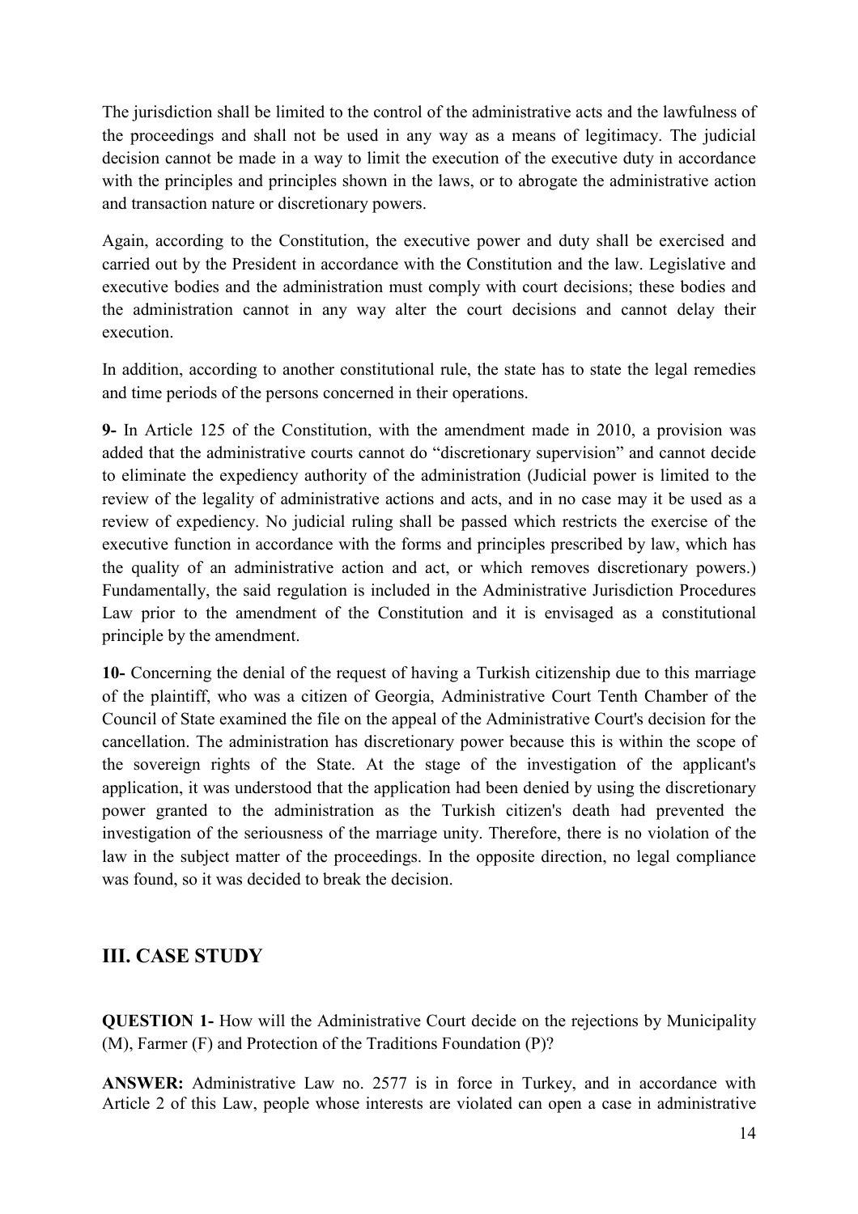The jurisdiction shall be limited to the control of the administrative acts and the lawfulness of the proceedings and shall not be used in any way as a means of legitimacy. The judicial decision cannot be made in a way to limit the execution of the executive duty in accordance with the principles and principles shown in the laws, or to abrogate the administrative action and transaction nature or discretionary powers.

Again, according to the Constitution, the executive power and duty shall be exercised and carried out by the President in accordance with the Constitution and the law. Legislative and executive bodies and the administration must comply with court decisions; these bodies and the administration cannot in any way alter the court decisions and cannot delay their execution.

In addition, according to another constitutional rule, the state has to state the legal remedies and time periods of the persons concerned in their operations.

**9-** In Article 125 of the Constitution, with the amendment made in 2010, a provision was added that the administrative courts cannot do "discretionary supervision" and cannot decide to eliminate the expediency authority of the administration (Judicial power is limited to the review of the legality of administrative actions and acts, and in no case may it be used as a review of expediency. No judicial ruling shall be passed which restricts the exercise of the executive function in accordance with the forms and principles prescribed by law, which has the quality of an administrative action and act, or which removes discretionary powers.) Fundamentally, the said regulation is included in the Administrative Jurisdiction Procedures Law prior to the amendment of the Constitution and it is envisaged as a constitutional principle by the amendment.

**10-** Concerning the denial of the request of having a Turkish citizenship due to this marriage of the plaintiff, who was a citizen of Georgia, Administrative Court Tenth Chamber of the Council of State examined the file on the appeal of the Administrative Court's decision for the cancellation. The administration has discretionary power because this is within the scope of the sovereign rights of the State. At the stage of the investigation of the applicant's application, it was understood that the application had been denied by using the discretionary power granted to the administration as the Turkish citizen's death had prevented the investigation of the seriousness of the marriage unity. Therefore, there is no violation of the law in the subject matter of the proceedings. In the opposite direction, no legal compliance was found, so it was decided to break the decision.

## III. CASE STUDY

**QUESTION 1-** How will the Administrative Court decide on the rejections by Municipality (M), Farmer (F) and Protection of the Traditions Foundation (P)?

**ANSWER:** Administrative Law no. 2577 is in force in Turkey, and in accordance with Article 2 of this Law, people whose interests are violated can open a case in administrative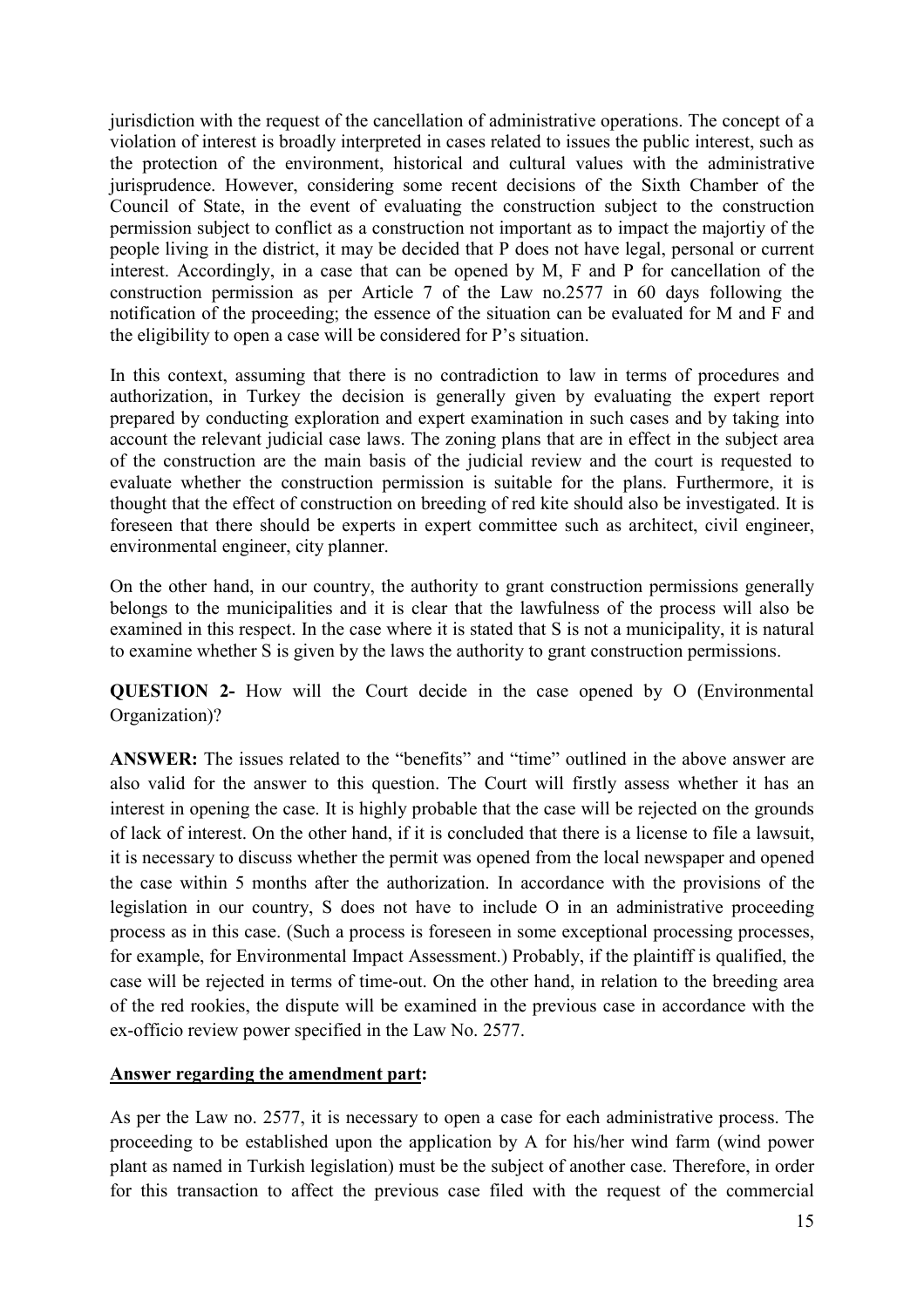jurisdiction with the request of the cancellation of administrative operations. The concept of a violation of interest is broadly interpreted in cases related to issues the public interest, such as the protection of the environment, historical and cultural values with the administrative jurisprudence. However, considering some recent decisions of the Sixth Chamber of the Council of State, in the event of evaluating the construction subject to the construction permission subject to conflict as a construction not important as to impact the majortiy of the people living in the district, it may be decided that P does not have legal, personal or current interest. Accordingly, in a case that can be opened by M, F and P for cancellation of the construction permission as per Article 7 of the Law no.2577 in 60 days following the notification of the proceeding; the essence of the situation can be evaluated for M and F and the eligibility to open a case will be considered for P's situation.

In this context, assuming that there is no contradiction to law in terms of procedures and authorization, in Turkey the decision is generally given by evaluating the expert report prepared by conducting exploration and expert examination in such cases and by taking into account the relevant judicial case laws. The zoning plans that are in effect in the subject area of the construction are the main basis of the judicial review and the court is requested to evaluate whether the construction permission is suitable for the plans. Furthermore, it is thought that the effect of construction on breeding of red kite should also be investigated. It is foreseen that there should be experts in expert committee such as architect, civil engineer, environmental engineer, city planner.

On the other hand, in our country, the authority to grant construction permissions generally belongs to the municipalities and it is clear that the lawfulness of the process will also be examined in this respect. In the case where it is stated that S is not a municipality, it is natural to examine whether S is given by the laws the authority to grant construction permissions.

**QUESTION 2-** How will the Court decide in the case opened by O (Environmental Organization)?

**ANSWER:** The issues related to the "benefits" and "time" outlined in the above answer are also valid for the answer to this question. The Court will firstly assess whether it has an interest in opening the case. It is highly probable that the case will be rejected on the grounds of lack of interest. On the other hand, if it is concluded that there is a license to file a lawsuit, it is necessary to discuss whether the permit was opened from the local newspaper and opened the case within 5 months after the authorization. In accordance with the provisions of the legislation in our country, S does not have to include O in an administrative proceeding process as in this case. (Such a process is foreseen in some exceptional processing processes, for example, for Environmental Impact Assessment.) Probably, if the plaintiff is qualified, the case will be rejected in terms of time-out. On the other hand, in relation to the breeding area of the red rookies, the dispute will be examined in the previous case in accordance with the ex-officio review power specified in the Law No. 2577.

**Answer regarding the amendment part:**

As per the Law no. 2577, it is necessary to open a case for each administrative process. The proceeding to be established upon the application by A for his/her wind farm (wind power plant as named in Turkish legislation) must be the subject of another case. Therefore, in order for this transaction to affect the previous case filed with the request of the commercial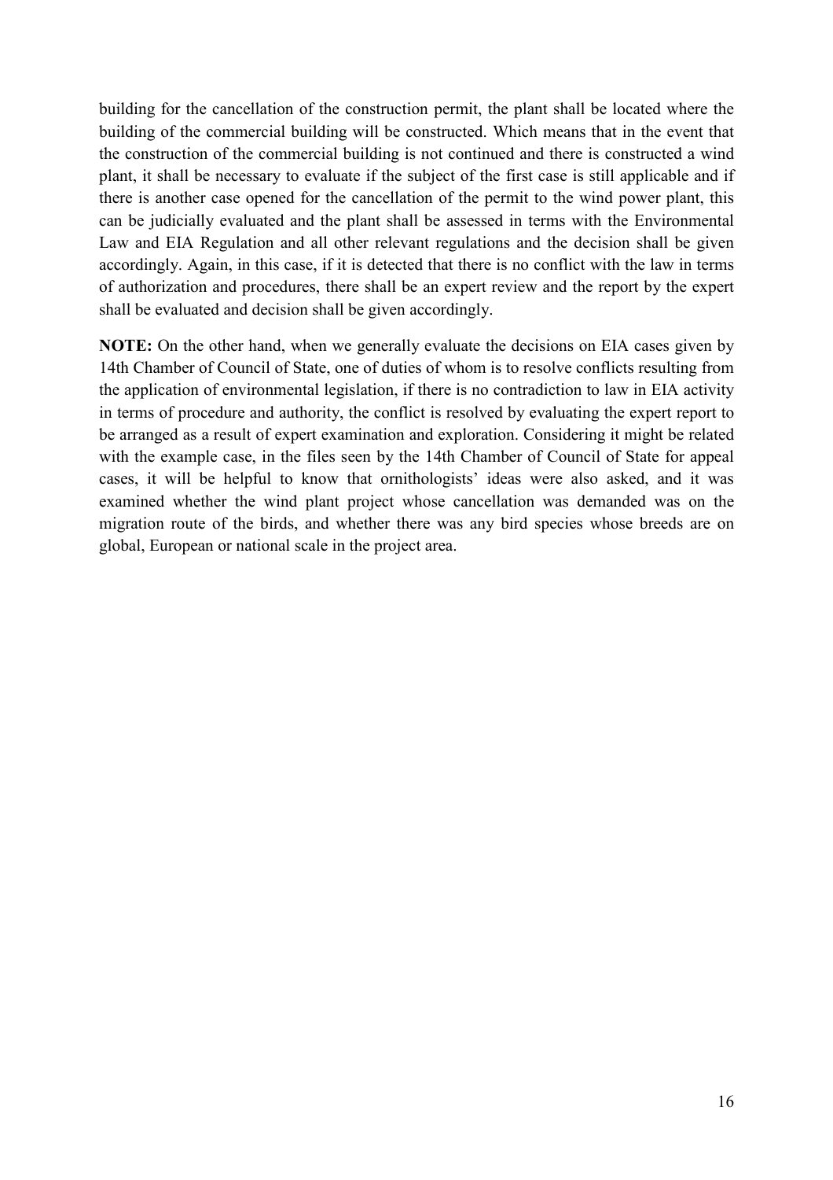building for the cancellation of the construction permit, the plant shall be located where the building of the commercial building will be constructed. Which means that in the event that the construction of the commercial building is not continued and there is constructed a wind plant, it shall be necessary to evaluate if the subject of the first case is still applicable and if there is another case opened for the cancellation of the permit to the wind power plant, this can be judicially evaluated and the plant shall be assessed in terms with the Environmental Law and EIA Regulation and all other relevant regulations and the decision shall be given accordingly. Again, in this case, if it is detected that there is no conflict with the law in terms of authorization and procedures, there shall be an expert review and the report by the expert shall be evaluated and decision shall be given accordingly.

**NOTE:** On the other hand, when we generally evaluate the decisions on EIA cases given by 14th Chamber of Council of State, one of duties of whom is to resolve conflicts resulting from the application of environmental legislation, if there is no contradiction to law in EIA activity in terms of procedure and authority, the conflict is resolved by evaluating the expert report to be arranged as a result of expert examination and exploration. Considering it might be related with the example case, in the files seen by the 14th Chamber of Council of State for appeal cases, it will be helpful to know that ornithologists' ideas were also asked, and it was examined whether the wind plant project whose cancellation was demanded was on the migration route of the birds, and whether there was any bird species whose breeds are on global, European or national scale in the project area.